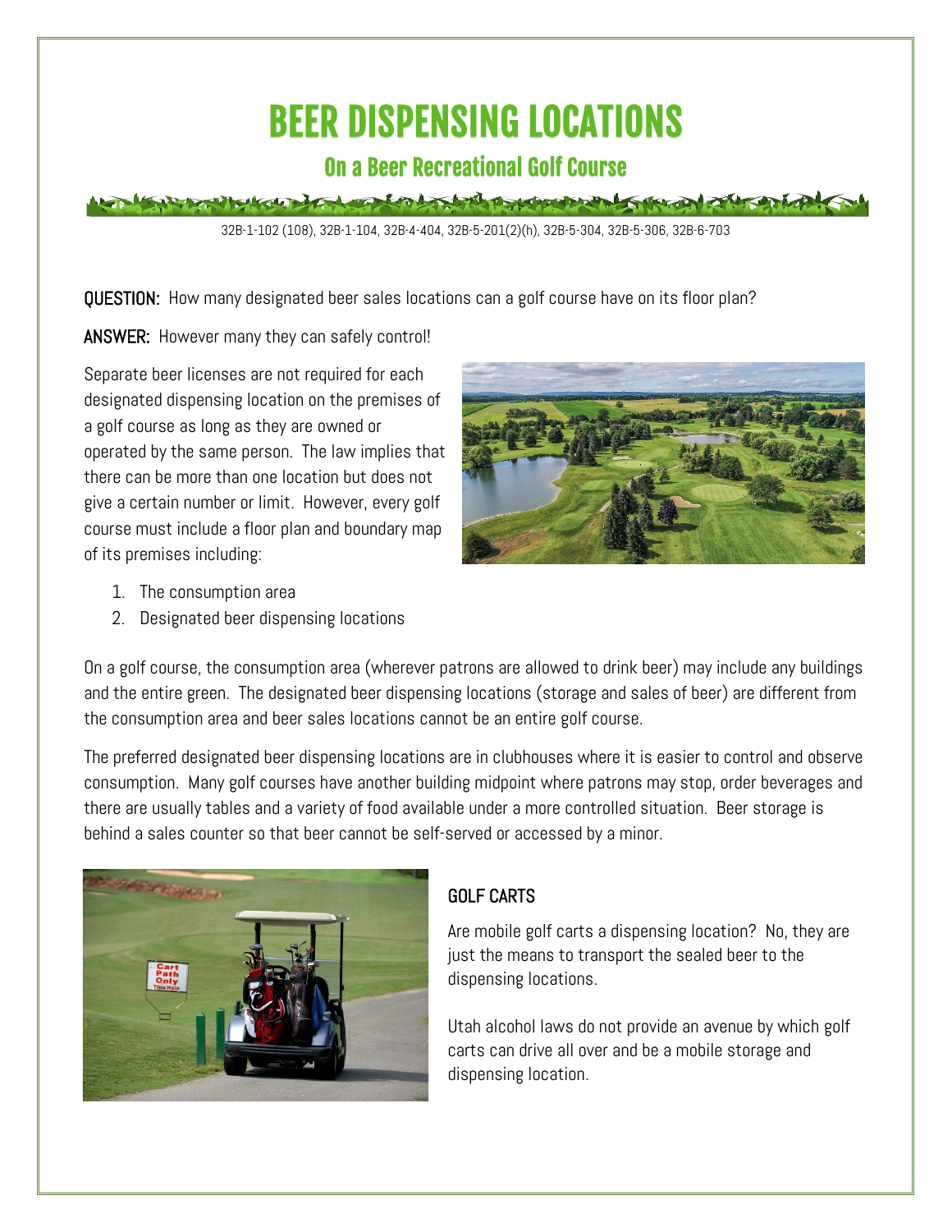# BEER DISPENSING LOCATIONS

## On a Beer Recreational Golf Course

32B-1-102 (108), 32B-1-104, 32B-4-404, 32B-5-201(2)(h), 32B-5-304, 32B-5-306, 32B-6-703

**QUESTION:** How many designated beer sales locations can a golf course have on its floor plan?

**ANSWER:** However many they can safely control!

Separate beer licenses are not required for each designated dispensing location on the premises of a golf course as long as they are owned or operated by the same person. The law implies that there can be more than one location but does not give a certain number or limit. However, every golf course must include a floor plan and boundary map of its premises including:

1. The consumption area
2. Designated beer dispensing locations

On a golf course, the consumption area (wherever patrons are allowed to drink beer) may include any buildings and the entire green. The designated beer dispensing locations (storage and sales of beer) are different from the consumption area and beer sales locations cannot be an entire golf course.

The preferred designated beer dispensing locations are in clubhouses where it is easier to control and observe consumption. Many golf courses have another building midpoint where patrons may stop, order beverages and there are usually tables and a variety of food available under a more controlled situation. Beer storage is behind a sales counter so that beer cannot be self-served or accessed by a minor.

### GOLF CARTS

Are mobile golf carts a dispensing location? No, they are just the means to transport the sealed beer to the dispensing locations.

Utah alcohol laws do not provide an avenue by which golf carts can drive all over and be a mobile storage and dispensing location.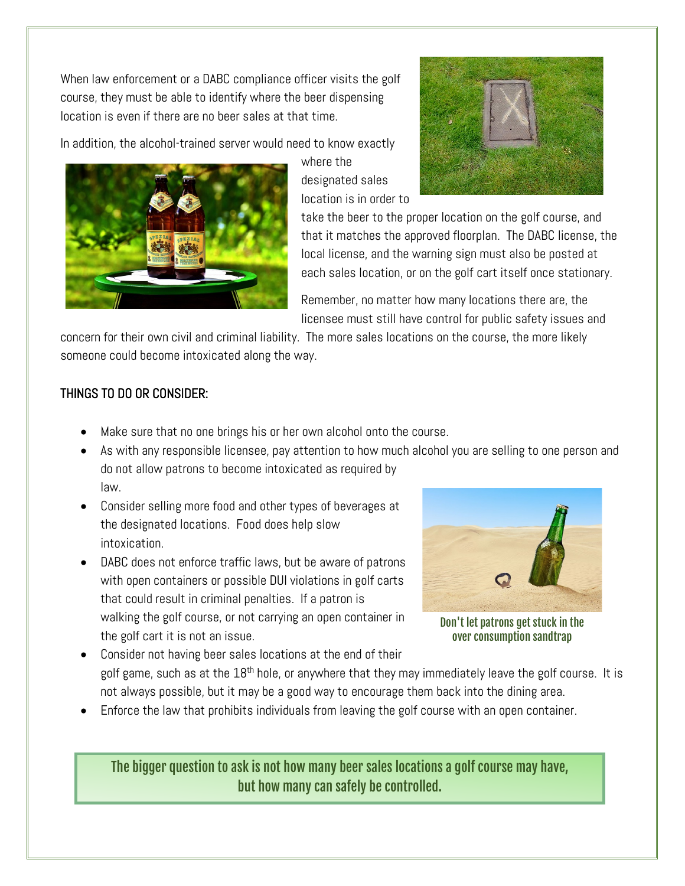When law enforcement or a DABC compliance officer visits the golf course, they must be able to identify where the beer dispensing location is even if there are no beer sales at that time.

In addition, the alcohol-trained server would need to know exactly where the designated sales location is in order to take the beer to the proper location on the golf course, and that it matches the approved floorplan. The DABC license, the local license, and the warning sign must also be posted at each sales location, or on the golf cart itself once stationary.

Remember, no matter how many locations there are, the licensee must still have control for public safety issues and concern for their own civil and criminal liability. The more sales locations on the course, the more likely someone could become intoxicated along the way.

## THINGS TO DO OR CONSIDER:

- Make sure that no one brings his or her own alcohol onto the course.
- As with any responsible licensee, pay attention to how much alcohol you are selling to one person and do not allow patrons to become intoxicated as required by law.
- Consider selling more food and other types of beverages at the designated locations. Food does help slow intoxication.
- DABC does not enforce traffic laws, but be aware of patrons with open containers or possible DUI violations in golf carts that could result in criminal penalties. If a patron is walking the golf course, or not carrying an open container in the golf cart it is not an issue.
- Consider not having beer sales locations at the end of their golf game, such as at the 18th hole, or anywhere that they may immediately leave the golf course. It is not always possible, but it may be a good way to encourage them back into the dining area.
- Enforce the law that prohibits individuals from leaving the golf course with an open container.

Don't let patrons get stuck in the over consumption sandtrap

**The bigger question to ask is not how many beer sales locations a golf course may have, but how many can safely be controlled.**